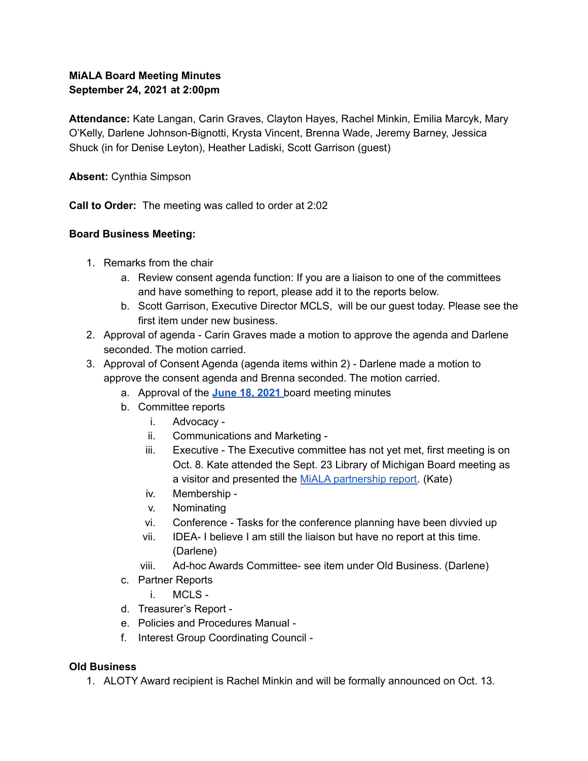**MiALA Board Meeting Minutes**
**September 24, 2021 at 2:00pm**

**Attendance:** Kate Langan, Carin Graves, Clayton Hayes, Rachel Minkin, Emilia Marcyk, Mary O'Kelly, Darlene Johnson-Bignotti, Krysta Vincent, Brenna Wade, Jeremy Barney, Jessica Shuck (in for Denise Leyton), Heather Ladiski, Scott Garrison (guest)

**Absent:** Cynthia Simpson

**Call to Order:** The meeting was called to order at 2:02

**Board Business Meeting:**

1. Remarks from the chair
   a. Review consent agenda function: If you are a liaison to one of the committees and have something to report, please add it to the reports below.
   b. Scott Garrison, Executive Director MCLS, will be our guest today. Please see the first item under new business.
2. Approval of agenda - Carin Graves made a motion to approve the agenda and Darlene seconded. The motion carried.
3. Approval of Consent Agenda (agenda items within 2) - Darlene made a motion to approve the consent agenda and Brenna seconded. The motion carried.
   a. Approval of the **June 18, 2021** board meeting minutes
   b. Committee reports
      i. Advocacy -
      ii. Communications and Marketing -
      iii. Executive - The Executive committee has not yet met, first meeting is on Oct. 8. Kate attended the Sept. 23 Library of Michigan Board meeting as a visitor and presented the MiALA partnership report. (Kate)
      iv. Membership -
      v. Nominating
      vi. Conference - Tasks for the conference planning have been divvied up
      vii. IDEA- I believe I am still the liaison but have no report at this time. (Darlene)
      viii. Ad-hoc Awards Committee- see item under Old Business. (Darlene)
   c. Partner Reports
      i. MCLS -
   d. Treasurer's Report -
   e. Policies and Procedures Manual -
   f. Interest Group Coordinating Council -

**Old Business**

1. ALOTY Award recipient is Rachel Minkin and will be formally announced on Oct. 13.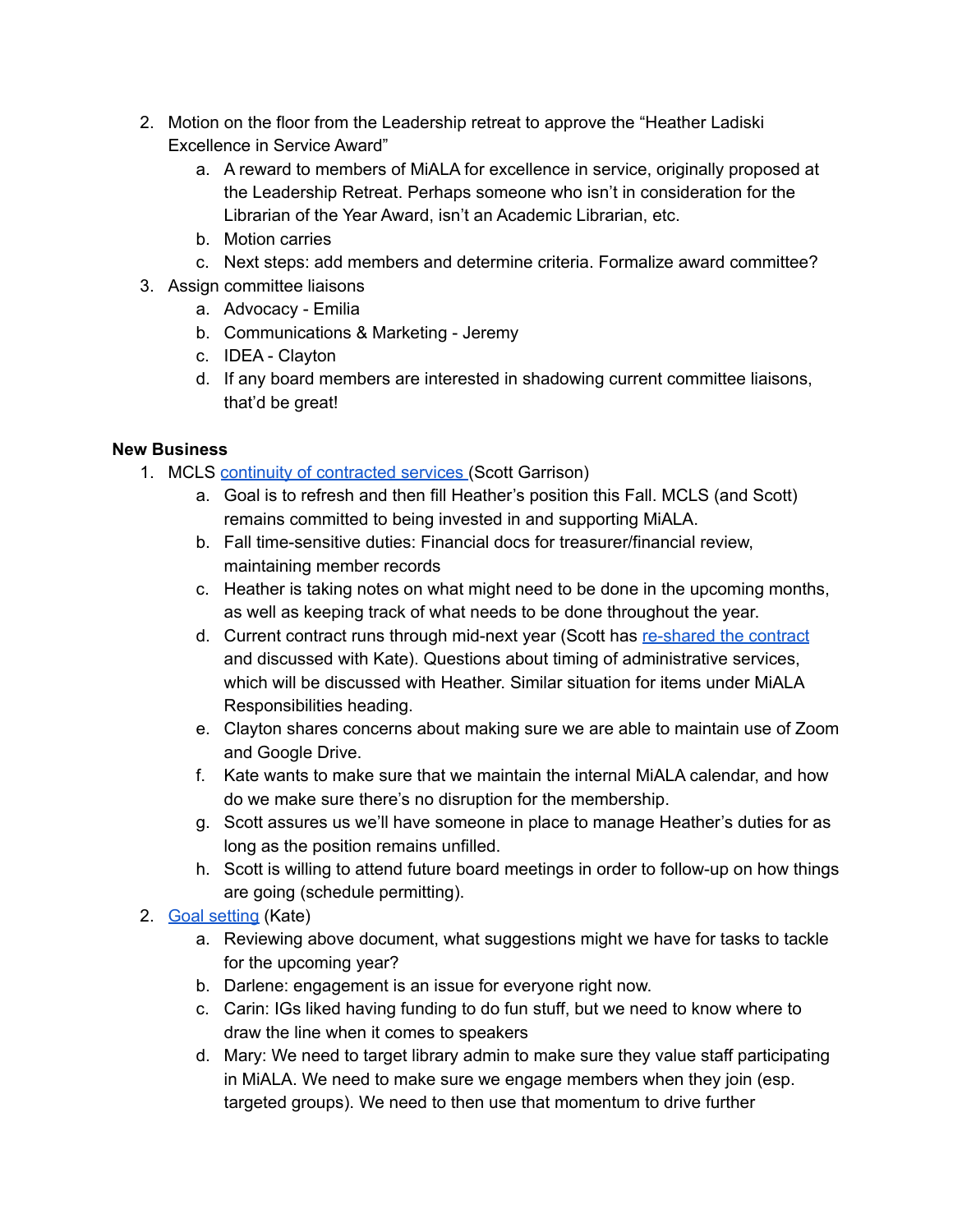2. Motion on the floor from the Leadership retreat to approve the "Heather Ladiski Excellence in Service Award"
    a. A reward to members of MiALA for excellence in service, originally proposed at the Leadership Retreat. Perhaps someone who isn't in consideration for the Librarian of the Year Award, isn't an Academic Librarian, etc.
    b. Motion carries
    c. Next steps: add members and determine criteria. Formalize award committee?
3. Assign committee liaisons
    a. Advocacy - Emilia
    b. Communications & Marketing - Jeremy
    c. IDEA - Clayton
    d. If any board members are interested in shadowing current committee liaisons, that'd be great!

**New Business**

1. MCLS continuity of contracted services (Scott Garrison)
    a. Goal is to refresh and then fill Heather's position this Fall. MCLS (and Scott) remains committed to being invested in and supporting MiALA.
    b. Fall time-sensitive duties: Financial docs for treasurer/financial review, maintaining member records
    c. Heather is taking notes on what might need to be done in the upcoming months, as well as keeping track of what needs to be done throughout the year.
    d. Current contract runs through mid-next year (Scott has re-shared the contract and discussed with Kate). Questions about timing of administrative services, which will be discussed with Heather. Similar situation for items under MiALA Responsibilities heading.
    e. Clayton shares concerns about making sure we are able to maintain use of Zoom and Google Drive.
    f. Kate wants to make sure that we maintain the internal MiALA calendar, and how do we make sure there's no disruption for the membership.
    g. Scott assures us we'll have someone in place to manage Heather's duties for as long as the position remains unfilled.
    h. Scott is willing to attend future board meetings in order to follow-up on how things are going (schedule permitting).
2. Goal setting (Kate)
    a. Reviewing above document, what suggestions might we have for tasks to tackle for the upcoming year?
    b. Darlene: engagement is an issue for everyone right now.
    c. Carin: IGs liked having funding to do fun stuff, but we need to know where to draw the line when it comes to speakers
    d. Mary: We need to target library admin to make sure they value staff participating in MiALA. We need to make sure we engage members when they join (esp. targeted groups). We need to then use that momentum to drive further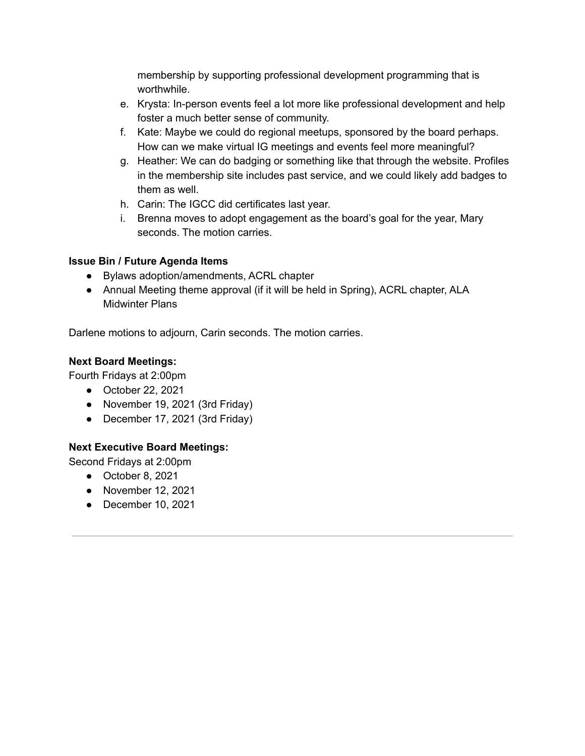membership by supporting professional development programming that is worthwhile.

e. Krysta: In-person events feel a lot more like professional development and help foster a much better sense of community.
f. Kate: Maybe we could do regional meetups, sponsored by the board perhaps. How can we make virtual IG meetings and events feel more meaningful?
g. Heather: We can do badging or something like that through the website. Profiles in the membership site includes past service, and we could likely add badges to them as well.
h. Carin: The IGCC did certificates last year.
i. Brenna moves to adopt engagement as the board's goal for the year, Mary seconds. The motion carries.

**Issue Bin / Future Agenda Items**

- Bylaws adoption/amendments, ACRL chapter
- Annual Meeting theme approval (if it will be held in Spring), ACRL chapter, ALA Midwinter Plans

Darlene motions to adjourn, Carin seconds. The motion carries.

**Next Board Meetings:**

Fourth Fridays at 2:00pm

- October 22, 2021
- November 19, 2021 (3rd Friday)
- December 17, 2021 (3rd Friday)

**Next Executive Board Meetings:**

Second Fridays at 2:00pm

- October 8, 2021
- November 12, 2021
- December 10, 2021

---